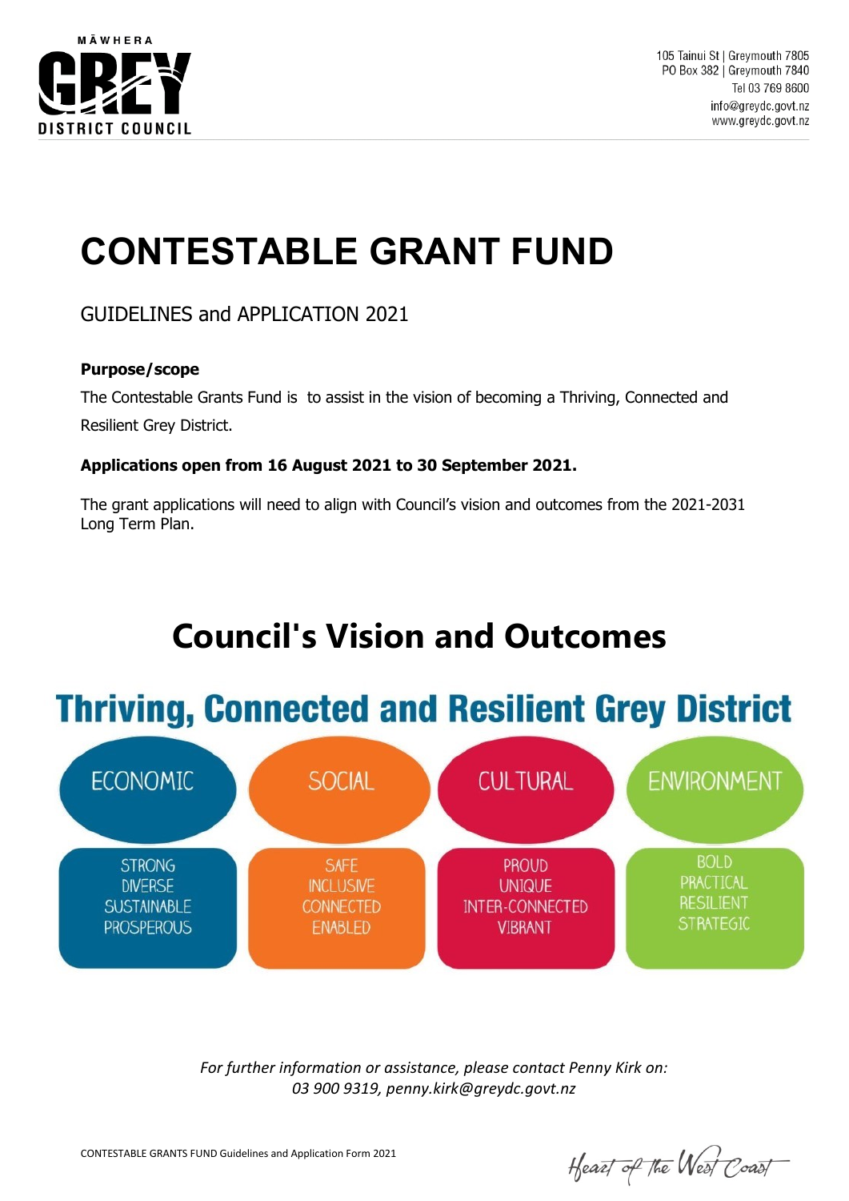MĀWHERA
GREY
DISTRICT COUNCIL

105 Tainui St | Greymouth 7805
PO Box 382 | Greymouth 7840
Tel 03 769 8600
info@greydc.govt.nz
www.greydc.govt.nz

# CONTESTABLE GRANT FUND

GUIDELINES and APPLICATION 2021

**Purpose/scope**

The Contestable Grants Fund is to assist in the vision of becoming a Thriving, Connected and Resilient Grey District.

**Applications open from 16 August 2021 to 30 September 2021.**

The grant applications will need to align with Council's vision and outcomes from the 2021-2031 Long Term Plan.

# Council's Vision and Outcomes

## Thriving, Connected and Resilient Grey District

| ECONOMIC | SOCIAL | CULTURAL | ENVIRONMENT |
|---|---|---|---|
| STRONG<br>DIVERSE<br>SUSTAINABLE<br>PROSPEROUS | SAFE<br>INCLUSIVE<br>CONNECTED<br>ENABLED | PROUD<br>UNIQUE<br>INTER-CONNECTED<br>VIBRANT | BOLD<br>PRACTICAL<br>RESILIENT<br>STRATEGIC |

*For further information or assistance, please contact Penny Kirk on: 03 900 9319, penny.kirk@greydc.govt.nz*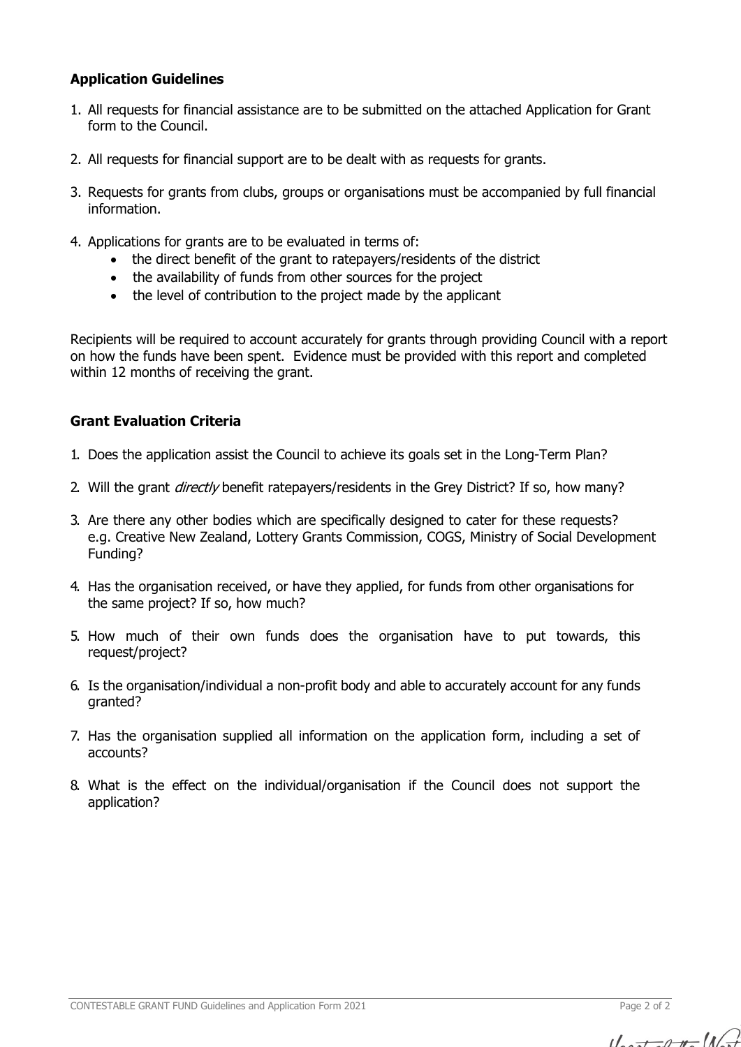### **Application Guidelines**

1. All requests for financial assistance are to be submitted on the attached Application for Grant form to the Council.

2. All requests for financial support are to be dealt with as requests for grants.

3. Requests for grants from clubs, groups or organisations must be accompanied by full financial information.

4. Applications for grants are to be evaluated in terms of:
   - the direct benefit of the grant to ratepayers/residents of the district
   - the availability of funds from other sources for the project
   - the level of contribution to the project made by the applicant

Recipients will be required to account accurately for grants through providing Council with a report on how the funds have been spent. Evidence must be provided with this report and completed within 12 months of receiving the grant.

### **Grant Evaluation Criteria**

1. Does the application assist the Council to achieve its goals set in the Long-Term Plan?

2. Will the grant *directly* benefit ratepayers/residents in the Grey District? If so, how many?

3. Are there any other bodies which are specifically designed to cater for these requests? e.g. Creative New Zealand, Lottery Grants Commission, COGS, Ministry of Social Development Funding?

4. Has the organisation received, or have they applied, for funds from other organisations for the same project? If so, how much?

5. How much of their own funds does the organisation have to put towards, this request/project?

6. Is the organisation/individual a non-profit body and able to accurately account for any funds granted?

7. Has the organisation supplied all information on the application form, including a set of accounts?

8. What is the effect on the individual/organisation if the Council does not support the application?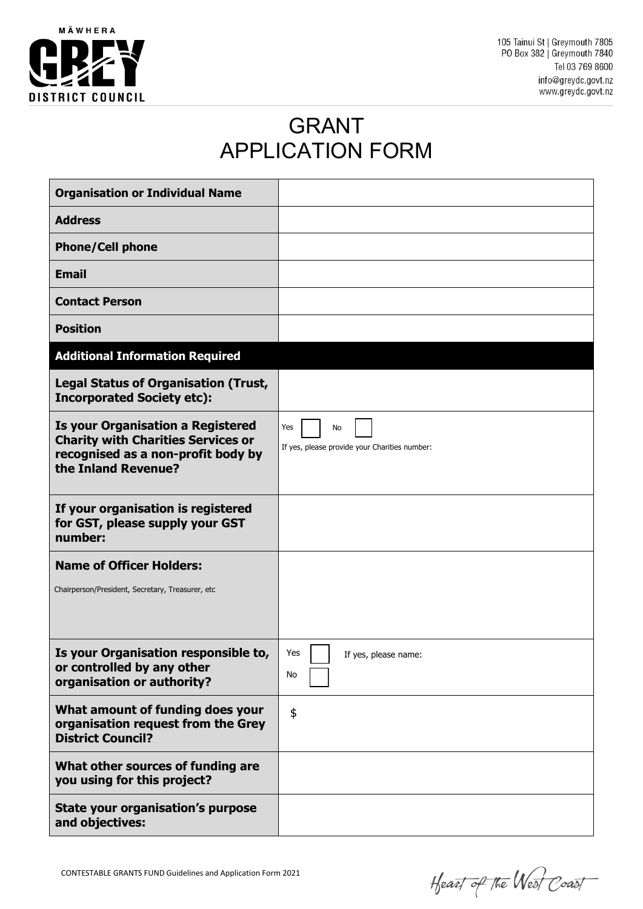105 Tainui St | Greymouth 7805
PO Box 382 | Greymouth 7840
Tel 03 769 8600
info@greydc.govt.nz
www.greydc.govt.nz

# GRANT APPLICATION FORM

| **Organisation or Individual Name** | |
|---|---|
| **Address** | |
| **Phone/Cell phone** | |
| **Email** | |
| **Contact Person** | |
| **Position** | |
| **Additional Information Required** | |
| **Legal Status of Organisation (Trust, Incorporated Society etc):** | |
| **Is your Organisation a Registered Charity with Charities Services or recognised as a non-profit body by the Inland Revenue?** | Yes ☐ No ☐ <br> If yes, please provide your Charities number: |
| **If your organisation is registered for GST, please supply your GST number:** | |
| **Name of Officer Holders:** <br> Chairperson/President, Secretary, Treasurer, etc | |
| **Is your Organisation responsible to, or controlled by any other organisation or authority?** | Yes ☐ If yes, please name: <br> No ☐ |
| **What amount of funding does your organisation request from the Grey District Council?** | $ |
| **What other sources of funding are you using for this project?** | |
| **State your organisation's purpose and objectives:** | |

CONTESTABLE GRANTS FUND Guidelines and Application Form 2021

Heart of the West Coast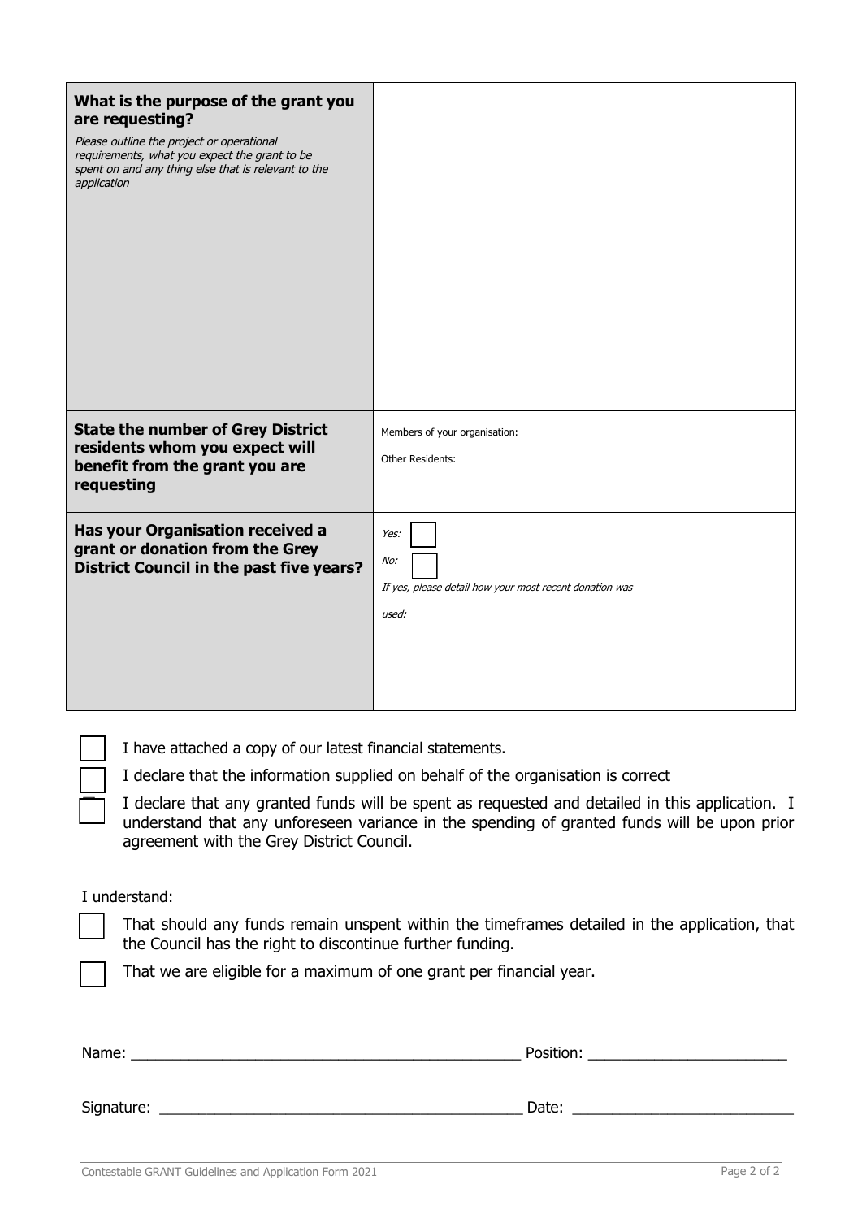| | |
|---|---|
| **What is the purpose of the grant you are requesting?**<br>*Please outline the project or operational requirements, what you expect the grant to be spent on and any thing else that is relevant to the application* | |
| **State the number of Grey District residents whom you expect will benefit from the grant you are requesting** | Members of your organisation:<br>Other Residents: |
| **Has your Organisation received a grant or donation from the Grey District Council in the past five years?** | *Yes:* ☐<br>*No:* ☐<br>*If yes, please detail how your most recent donation was used:* |

☐ I have attached a copy of our latest financial statements.

☐ I declare that the information supplied on behalf of the organisation is correct

☐ I declare that any granted funds will be spent as requested and detailed in this application. I understand that any unforeseen variance in the spending of granted funds will be upon prior agreement with the Grey District Council.

I understand:

☐ That should any funds remain unspent within the timeframes detailed in the application, that the Council has the right to discontinue further funding.

☐ That we are eligible for a maximum of one grant per financial year.

Name: _______________________________________________ Position: _______________________

Signature: ____________________________________________ Date: __________________________